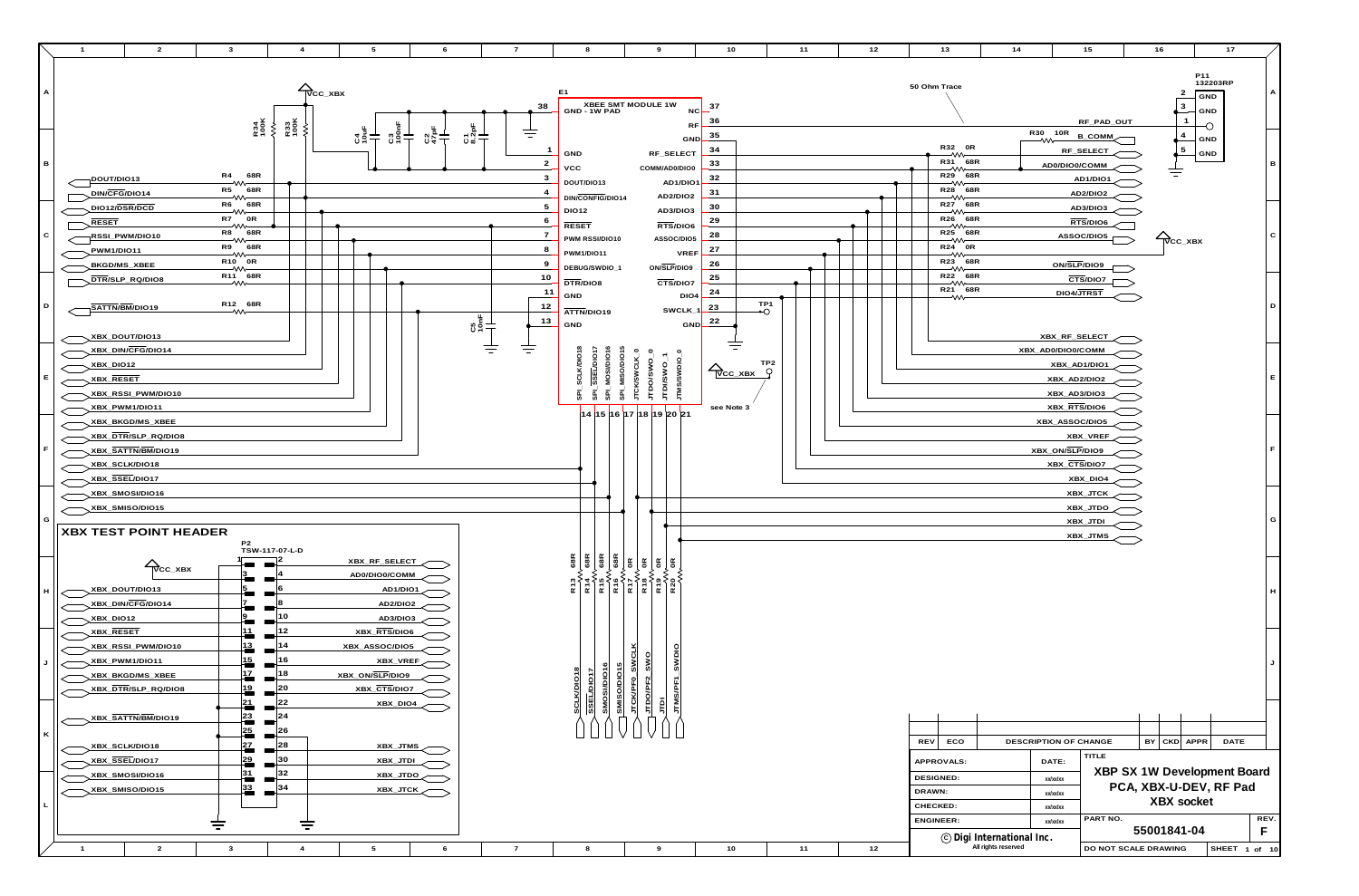# XBP SX 1W Development Board PCA, XBX-U-DEV, RF Pad XBX socket

## E1 — XBEE SMT MODULE 1W (GND - 1W PAD)

| Pin | Left side | Pin | Right side |
|---|---|---|---|
| 38 | GND - 1W PAD | 37 | NC |
| 1 | GND | 36 | RF |
| 2 | VCC | 35 | GND |
| 3 | DOUT/DIO13 | 34 | RF_SELECT |
| 4 | DIN/CONFIG/DIO14 | 33 | COMM/AD0/DIO0 |
| 5 | DIO12 | 32 | AD1/DIO1 |
| 6 | RESET | 31 | AD2/DIO2 |
| 7 | PWM RSSI/DIO10 | 30 | AD3/DIO3 |
| 8 | PWM1/DIO11 | 29 | RTS/DIO6 |
| 9 | DEBUG/SWDIO_1 | 28 | ASSOC/DIO5 |
| 10 | DTR/DIO8 | 27 | VREF |
| 11 | GND | 26 | ON/SLP/DIO9 |
| 12 | ATTN/DIO19 | 25 | CTS/DIO7 |
| 13 | GND | 24 | DIO4 |
| | | 23 | SWCLK_1 |
| | | 22 | GND |

Bottom pins: 14 SPI_SCLK/DIO18, 15 SPI_SSEL/DIO17, 16 SPI_MOSI/DIO16, 17 SPI_MISO/DIO15, 18 JTCK/SWCLK_0, 19 JTDO/SWO_0, 20 JTDI/SWO_1, 21 JTMS/SWDIO_0

see Note 3

TP1, TP2 (VCC_XBX)

## Power / decoupling

VCC_XBX, R34 100K, R33 100K, C4 10uF, C3 100nF, C2 47pF, C1 8.2pF, C5 10nF

## Host-side series resistors

| Signal | Resistor |
|---|---|
| DOUT/DIO13 | R4 68R |
| DIN/CFG/DIO14 | R5 68R |
| DIO12/DSR/DCD | R6 68R |
| RESET | R7 0R |
| RSSI_PWM/DIO10 | R8 68R |
| PWM1/DIO11 | R9 68R |
| BKGD/MS_XBEE | R10 0R |
| DTR/SLP_RQ/DIO8 | R11 68R |
| SATTN/BM/DIO19 | R12 68R |

XBX nets: XBX_DOUT/DIO13, XBX_DIN/CFG/DIO14, XBX_DIO12, XBX_RESET, XBX_RSSI_PWM/DIO10, XBX_PWM1/DIO11, XBX_BKGD/MS_XBEE, XBX_DTR/SLP_RQ/DIO8, XBX_SATTN/BM/DIO19, XBX_SCLK/DIO18, XBX_SSEL/DIO17, XBX_SMOSI/DIO16, XBX_SMISO/DIO15

## Right-side resistors

| Resistor | Signal |
|---|---|
| R30 10R | B_COMM |
| R32 0R | RF_SELECT |
| R31 68R | AD0/DIO0/COMM |
| R29 68R | AD1/DIO1 |
| R28 68R | AD2/DIO2 |
| R27 68R | AD3/DIO3 |
| R26 68R | RTS/DIO6 |
| R25 68R | ASSOC/DIO5 |
| R24 0R | VCC_XBX |
| R23 68R | ON/SLP/DIO9 |
| R22 68R | CTS/DIO7 |
| R21 68R | DIO4/JTRST |

50 Ohm Trace — RF_PAD_OUT

P11 132203RP: 1 RF, 2 GND, 3 GND, 4 GND, 5 GND

XBX nets: XBX_RF_SELECT, XBX_AD0/DIO0/COMM, XBX_AD1/DIO1, XBX_AD2/DIO2, XBX_AD3/DIO3, XBX_RTS/DIO6, XBX_ASSOC/DIO5, XBX_VREF, XBX_ON/SLP/DIO9, XBX_CTS/DIO7, XBX_DIO4, XBX_JTCK, XBX_JTDO, XBX_JTDI, XBX_JTMS

## SPI/JTAG resistors

| Resistor | Signal |
|---|---|
| R13 68R | SCLK/DIO18 |
| R14 68R | SSEL/DIO17 |
| R15 68R | SMOSI/DIO16 |
| R16 68R | SMISO/DIO15 |
| R17 0R | JTCK/PF0_SWCLK |
| R18 0R | JTDO/PF2_SWO |
| R19 0R | JTDI |
| R20 0R | JTMS/PF1_SWDIO |

## XBX TEST POINT HEADER

P2 TSW-117-07-L-D

| Signal | Pin | Pin | Signal |
|---|---|---|---|
| VCC_XBX | 1 | 2 | XBX_RF_SELECT |
| XBX_DOUT/DIO13 | 3 | 4 | AD0/DIO0/COMM |
| XBX_DIN/CFG/DIO14 | 5 | 6 | AD1/DIO1 |
| XBX_DIO12 | 7 | 8 | AD2/DIO2 |
| XBX_RESET | 9 | 10 | AD3/DIO3 |
| XBX_RSSI_PWM/DIO10 | 11 | 12 | XBX_RTS/DIO6 |
| XBX_PWM1/DIO11 | 13 | 14 | XBX_ASSOC/DIO5 |
| XBX_BKGD/MS_XBEE | 15 | 16 | XBX_VREF |
| XBX_DTR/SLP_RQ/DIO8 | 17 | 18 | XBX_ON/SLP/DIO9 |
| | 19 | 20 | XBX_CTS/DIO7 |
| | 21 | 22 | XBX_DIO4 |
| XBX_SATTN/BM/DIO19 | 23 | 24 | |
| | 25 | 26 | |
| XBX_SCLK/DIO18 | 27 | 28 | XBX_JTMS |
| XBX_SSEL/DIO17 | 29 | 30 | XBX_JTDI |
| XBX_SMOSI/DIO16 | 31 | 32 | XBX_JTDO |
| XBX_SMISO/DIO15 | 33 | 34 | XBX_JTCK |

## Title block

| REV | ECO | DESCRIPTION OF CHANGE | BY | CKD | APPR | DATE |
|---|---|---|---|---|---|---|

| APPROVALS: | DATE: |
|---|---|
| DESIGNED: | xx/xx/xx |
| DRAWN: | xx/xx/xx |
| CHECKED: | xx/xx/xx |
| ENGINEER: | xx/xx/xx |

TITLE: XBP SX 1W Development Board PCA, XBX-U-DEV, RF Pad XBX socket

PART NO. 55001841-04 REV. F

© Digi International Inc. All rights reserved

DO NOT SCALE DRAWING — SHEET 1 of 10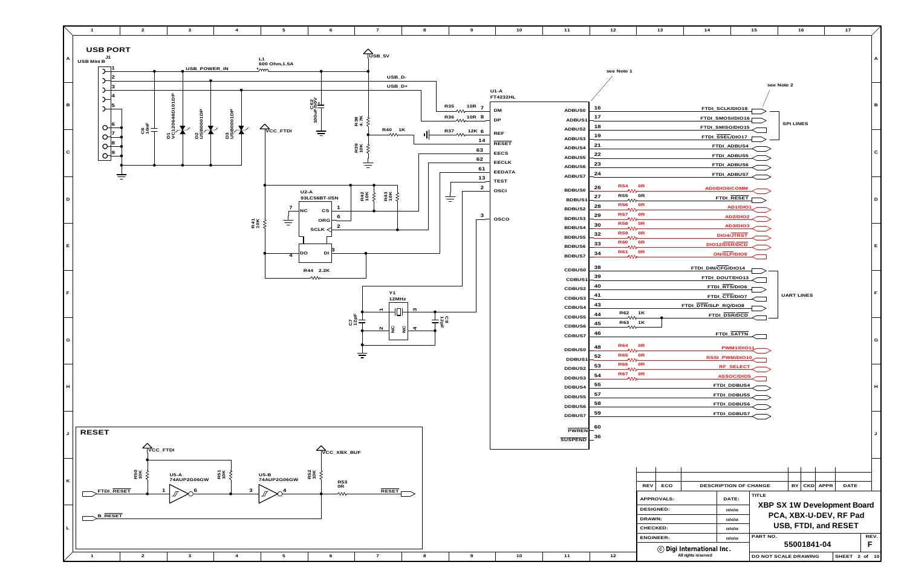## USB PORT

J1 USB Mini B

L1 600 Ohm,1.5A

USB_POWER_IN

USB_5V

USB_D-

USB_D+

C6 10nF

D1 VC120648D101DP

D2 USB0001DP

D3 USB0001DP

VCC_FTDI

C62 100uF/6V

R38 4.7K

R39 10K

R40 1K

R35 10R

R36 10R

R37 12K

U1-A FT4232HL

| Pin | Signal | | Signal | Pin | Net |
|---|---|---|---|---|---|
| 7 | DM | | ADBUS0 | 16 | FTDI_SCLK/DIO18 |
| 8 | DP | | ADBUS1 | 17 | FTDI_SMOSI/DIO16 |
| 6 | REF | | ADBUS2 | 18 | FTDI_SMISO/DIO15 |
| 14 | RESET | | ADBUS3 | 19 | FTDI_SSEL/DIO17 |
| 63 | EECS | | ADBUS4 | 21 | FTDI_ADBUS4 |
| 62 | EECLK | | ADBUS5 | 22 | FTDI_ADBUS5 |
| 61 | EEDATA | | ADBUS6 | 23 | FTDI_ADBUS6 |
| 13 | TEST | | ADBUS7 | 24 | FTDI_ADBUS7 |
| 2 | OSCI | | BDBUS0 | 26 | R54 0R — AD0/DIO0/COMM |
| 3 | OSCO | | BDBUS1 | 27 | R55 0R — FTDI_RESET |
| | | | BDBUS2 | 28 | R56 0R — AD1/DIO1 |
| | | | BDBUS3 | 29 | R57 0R — AD2/DIO2 |
| | | | BDBUS4 | 30 | R58 0R — AD3/DIO3 |
| | | | BDBUS5 | 32 | R59 0R — DIO4/JTRST |
| | | | BDBUS6 | 33 | R60 0R — DIO12/DSR/DCD |
| | | | BDBUS7 | 34 | R61 0R — ON/SLP/DIO9 |
| | | | CDBUS0 | 38 | FTDI_DIN/CFG/DIO14 |
| | | | CDBUS1 | 39 | FTDI_DOUT/DIO13 |
| | | | CDBUS2 | 40 | FTDI_RTS/DIO6 |
| | | | CDBUS3 | 41 | FTDI_CTS/DIO7 |
| | | | CDBUS4 | 43 | FTDI_DTR/SLP_RQ/DIO8 |
| | | | CDBUS5 | 44 | R62 1K — FTDI_DSR/DCD |
| | | | CDBUS6 | 45 | R63 1K |
| | | | CDBUS7 | 46 | FTDI_SATTN |
| | | | DDBUS0 | 48 | R64 0R — PWM1/DIO11 |
| | | | DDBUS1 | 52 | R65 0R — RSSI_PWM/DIO10 |
| | | | DDBUS2 | 53 | R66 0R — RF_SELECT |
| | | | DDBUS3 | 54 | R67 0R — ASSOC/DIO5 |
| | | | DDBUS4 | 55 | FTDI_DDBUS4 |
| | | | DDBUS5 | 57 | FTDI_DDBUS5 |
| | | | DDBUS6 | 58 | FTDI_DDBUS6 |
| | | | DDBUS7 | 59 | FTDI_DDBUS7 |
| | | | PWREN | 60 | |
| | | | SUSPEND | 36 | |

see Note 1

see Note 2

SPI LINES

UART LINES

U2-A 93LC56BT-I/SN (NC 7, CS 1, ORG 6, SCLK 2, DO 4, DI 3)

R41 10K

R42 10K

R43 10K

R44 2.2K

Y1 12MHz

C7 12pF

C8 12pF

## RESET

VCC_FTDI

VCC_XBX_BUF

R50 10K

R51 10K

R52 10K

U5-A 74AUP2G06GW

U5-B 74AUP2G06GW

R53 0R

FTDI_RESET

B_RESET

RESET

| REV | ECO | DESCRIPTION OF CHANGE | BY | CKD | APPR | DATE |
|---|---|---|---|---|---|---|

| APPROVALS: | DATE: |
|---|---|
| DESIGNED: | xx/xx/xx |
| DRAWN: | xx/xx/xx |
| CHECKED: | xx/xx/xx |
| ENGINEER: | xx/xx/xx |

© Digi International Inc. All rights reserved

TITLE: XBP SX 1W Development Board PCA, XBX-U-DEV, RF Pad USB, FTDI, and RESET

PART NO. 55001841-04 REV. F

DO NOT SCALE DRAWING SHEET 2 of 10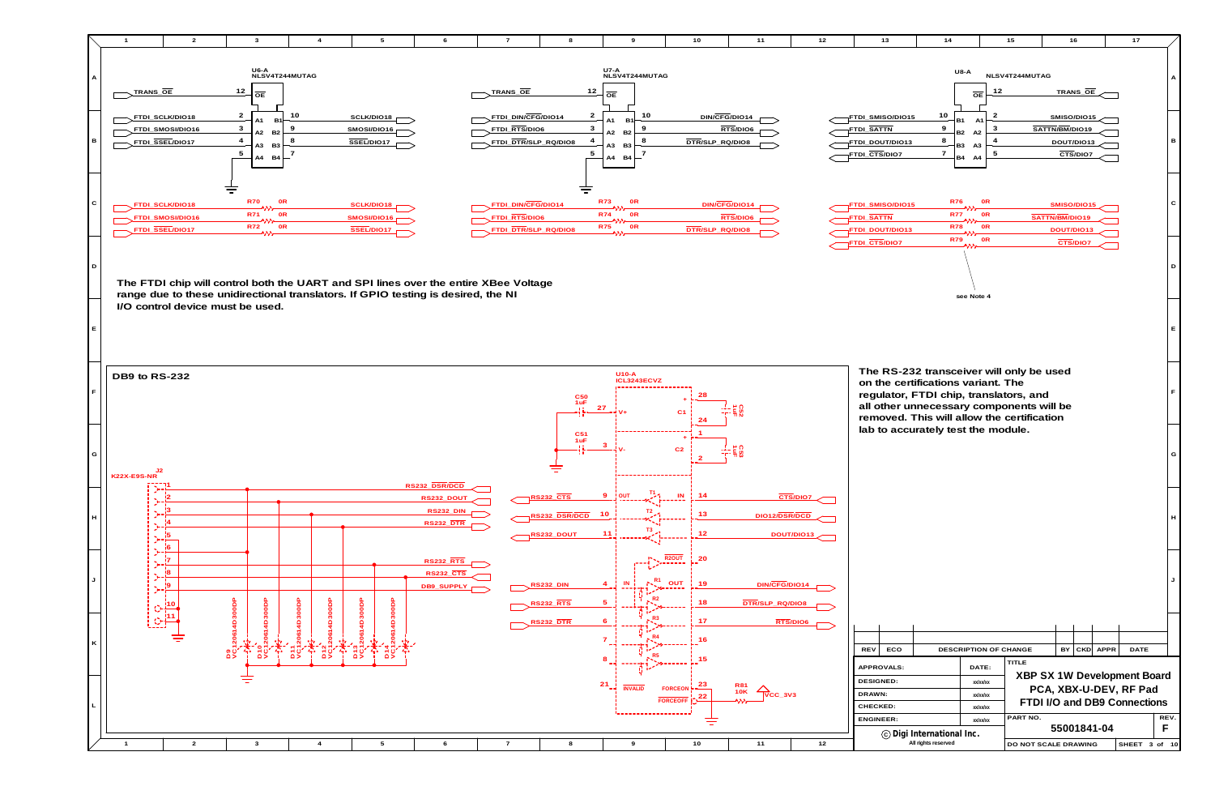## U6-A NLSV4T244MUTAG

| Signal | Pin | | Pin | Signal |
|---|---|---|---|---|
| TRANS_OE | 12 | OE | | |
| FTDI_SCLK/DIO18 | 2 | A1 — B1 | 10 | SCLK/DIO18 |
| FTDI_SMOSI/DIO16 | 3 | A2 — B2 | 9 | SMOSI/DIO16 |
| FTDI_SSEL/DIO17 | 4 | A3 — B3 | 8 | SSEL/DIO17 |
| | 5 | A4 — B4 | 7 | |

| Signal | Resistor | Value | Signal |
|---|---|---|---|
| FTDI_SCLK/DIO18 | R70 | 0R | SCLK/DIO18 |
| FTDI_SMOSI/DIO16 | R71 | 0R | SMOSI/DIO16 |
| FTDI_SSEL/DIO17 | R72 | 0R | SSEL/DIO17 |

## U7-A NLSV4T244MUTAG

| Signal | Pin | | Pin | Signal |
|---|---|---|---|---|
| TRANS_OE | 12 | OE | | |
| FTDI_DIN/CFG/DIO14 | 2 | A1 — B1 | 10 | DIN/CFG/DIO14 |
| FTDI_RTS/DIO6 | 3 | A2 — B2 | 9 | RTS/DIO6 |
| FTDI_DTR/SLP_RQ/DIO8 | 4 | A3 — B3 | 8 | DTR/SLP_RQ/DIO8 |
| | 5 | A4 — B4 | 7 | |

| Signal | Resistor | Value | Signal |
|---|---|---|---|
| FTDI_DIN/CFG/DIO14 | R73 | 0R | DIN/CFG/DIO14 |
| FTDI_RTS/DIO6 | R74 | 0R | RTS/DIO6 |
| FTDI_DTR/SLP_RQ/DIO8 | R75 | 0R | DTR/SLP_RQ/DIO8 |

## U8-A NLSV4T244MUTAG

| Signal | Pin | | Pin | Signal |
|---|---|---|---|---|
| | | OE | 12 | TRANS_OE |
| FTDI_SMISO/DIO15 | 10 | B1 — A1 | 2 | SMISO/DIO15 |
| FTDI_SATTN | 9 | B2 — A2 | 3 | SATTN/BM/DIO19 |
| FTDI_DOUT/DIO13 | 8 | B3 — A3 | 4 | DOUT/DIO13 |
| FTDI_CTS/DIO7 | 7 | B4 — A4 | 5 | CTS/DIO7 |

| Signal | Resistor | Value | Signal |
|---|---|---|---|
| FTDI_SMISO/DIO15 | R76 | 0R | SMISO/DIO15 |
| FTDI_SATTN | R77 | 0R | SATTN/BM/DIO19 |
| FTDI_DOUT/DIO13 | R78 | 0R | DOUT/DIO13 |
| FTDI_CTS/DIO7 | R79 | 0R | CTS/DIO7 |

see Note 4

**The FTDI chip will control both the UART and SPI lines over the entire XBee Voltage range due to these unidirectional translators. If GPIO testing is desired, the NI I/O control device must be used.**

## DB9 to RS-232

J2 K22X-E9S-NR

| Pin | Signal |
|---|---|
| 1 | RS232_DSR/DCD |
| 2 | RS232_DOUT |
| 3 | RS232_DIN |
| 4 | RS232_DTR |
| 5 | |
| 6 | |
| 7 | RS232_RTS |
| 8 | RS232_CTS |
| 9 | DB9_SUPPLY |
| 10 | |
| 11 | |

D9, D10, D11, D12, D13, D14: VC120614D300DP

U10-A ICL3243ECVZ

C50 1uF (pin 27, V+); C51 1uF (pin 3, V-); C52 1uF (pins 28/24, C1); C53 1uF (pins 1/2, C2)

| Signal | Pin | Function | Pin | Signal |
|---|---|---|---|---|
| RS232_CTS | 9 | OUT — T1 — IN | 14 | CTS/DIO7 |
| RS232_DSR/DCD | 10 | T2 | 13 | DIO12/DSR/DCD |
| RS232_DOUT | 11 | T3 | 12 | DOUT/DIO13 |
| | | R2OUT | 20 | |
| RS232_DIN | 4 | IN — R1 — OUT | 19 | DIN/CFG/DIO14 |
| RS232_RTS | 5 | R2 | 18 | DTR/SLP_RQ/DIO8 |
| RS232_DTR | 6 | R3 | 17 | RTS/DIO6 |
| | 7 | R4 | 16 | |
| | 8 | R5 | 15 | |
| | 21 | INVALID / FORCEON | 23 | R81 10K — VCC_3V3 |
| | | FORCEOFF | 22 | |

**The RS-232 transceiver will only be used on the certifications variant. The regulator, FTDI chip, translators, and all other unnecessary components will be removed. This will allow the certification lab to accurately test the module.**

| REV | ECO | DESCRIPTION OF CHANGE | BY | CKD | APPR | DATE |
|---|---|---|---|---|---|---|

| APPROVALS: | DATE: |
|---|---|
| DESIGNED: | xx/xx/xx |
| DRAWN: | xx/xx/xx |
| CHECKED: | xx/xx/xx |
| ENGINEER: | xx/xx/xx |

© Digi International Inc. All rights reserved

TITLE: XBP SX 1W Development Board PCA, XBX-U-DEV, RF Pad FTDI I/O and DB9 Connections

PART NO. 55001841-04 — REV. F

DO NOT SCALE DRAWING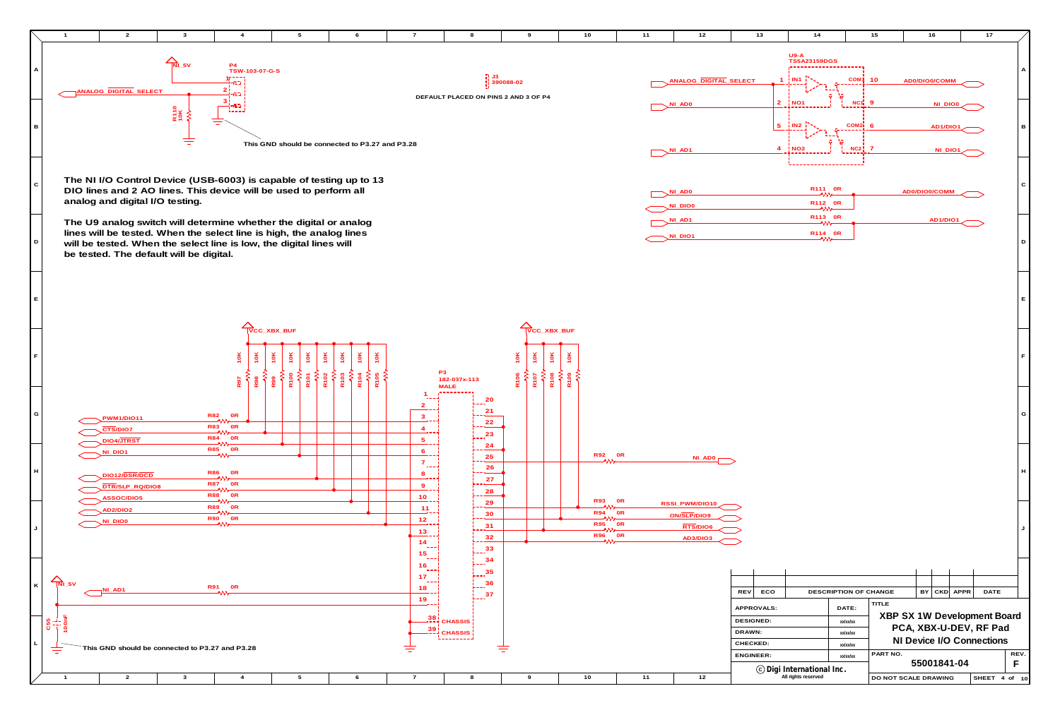P4
TSW-103-07-G-S

NI_5V

ANALOG_DIGITAL_SELECT

R110
10K

This GND should be connected to P3.27 and P3.28

J3
390088-02

DEFAULT PLACED ON PINS 2 AND 3 OF P4

The NI I/O Control Device (USB-6003) is capable of testing up to 13 DIO lines and 2 AO lines. This device will be used to perform all analog and digital I/O testing.

The U9 analog switch will determine whether the digital or analog lines will be tested. When the select line is high, the analog lines will be tested. When the select line is low, the digital lines will be tested. The default will be digital.

U9-A
TS5A23159DGS

| Signal | Pin | Pin name | | Pin name | Pin | Signal |
|---|---|---|---|---|---|---|
| ANALOG_DIGITAL_SELECT | 1 | IN1 | | COM1 | 10 | AD0/DIO0/COMM |
| NI_AD0 | 2 | NO1 | | NC1 | 9 | NI_DIO0 |
| | 5 | IN2 | | COM2 | 6 | AD1/DIO1 |
| NI_AD1 | 4 | NO2 | | NC2 | 7 | NI_DIO1 |

| Signal | Resistor | Value | Net |
|---|---|---|---|
| NI_AD0 | R111 | 0R | AD0/DIO0/COMM |
| NI_DIO0 | R112 | 0R | AD0/DIO0/COMM |
| NI_AD1 | R113 | 0R | AD1/DIO1 |
| NI_DIO1 | R114 | 0R | AD1/DIO1 |

VCC_XBX_BUF

R97, R98, R99, R100, R101, R102, R103, R104, R105 — 10K

R106, R107, R108, R109 — 10K

P3
182-037x-113
MALE

| Signal | Resistor | Value | P3 Pin |
|---|---|---|---|
| PWM1/DIO11 | R82 | 0R | 3 |
| CTS/DIO7 | R83 | 0R | 4 |
| DIO4/JTRST | R84 | 0R | 5 |
| NI_DIO1 | R85 | 0R | 6 |
| DIO12/DSR/DCD | R86 | 0R | 8 |
| DTR/SLP_RQ/DIO8 | R87 | 0R | 9 |
| ASSOC/DIO5 | R88 | 0R | 10 |
| AD2/DIO2 | R89 | 0R | 11 |
| NI_DIO0 | R90 | 0R | 12 |
| NI_AD1 | R91 | 0R | 18 |

| P3 Pin | Resistor | Value | Signal |
|---|---|---|---|
| 25 | R92 | 0R | NI_AD0 |
| 29 | R93 | 0R | RSSI_PWM/DIO10 |
| 30 | R94 | 0R | ON/SLP/DIO9 |
| 31 | R95 | 0R | RTS/DIO6 |
| 32 | R96 | 0R | AD3/DIO3 |

38 CHASSIS
39 CHASSIS

C95
100nF

NI_5V

This GND should be connected to P3.27 and P3.28

| REV | ECO | DESCRIPTION OF CHANGE | BY | CKD | APPR | DATE |
|---|---|---|---|---|---|---|
| | | | | | | |

| APPROVALS: | DATE: |
|---|---|
| DESIGNED: | xx/xx/xx |
| DRAWN: | xx/xx/xx |
| CHECKED: | xx/xx/xx |
| ENGINEER: | xx/xx/xx |

TITLE
**XBP SX 1W Development Board**
**PCA, XBX-U-DEV, RF Pad**
**NI Device I/O Connections**

PART NO. 55001841-04 REV. F

© Digi International Inc.
All rights reserved

DO NOT SCALE DRAWING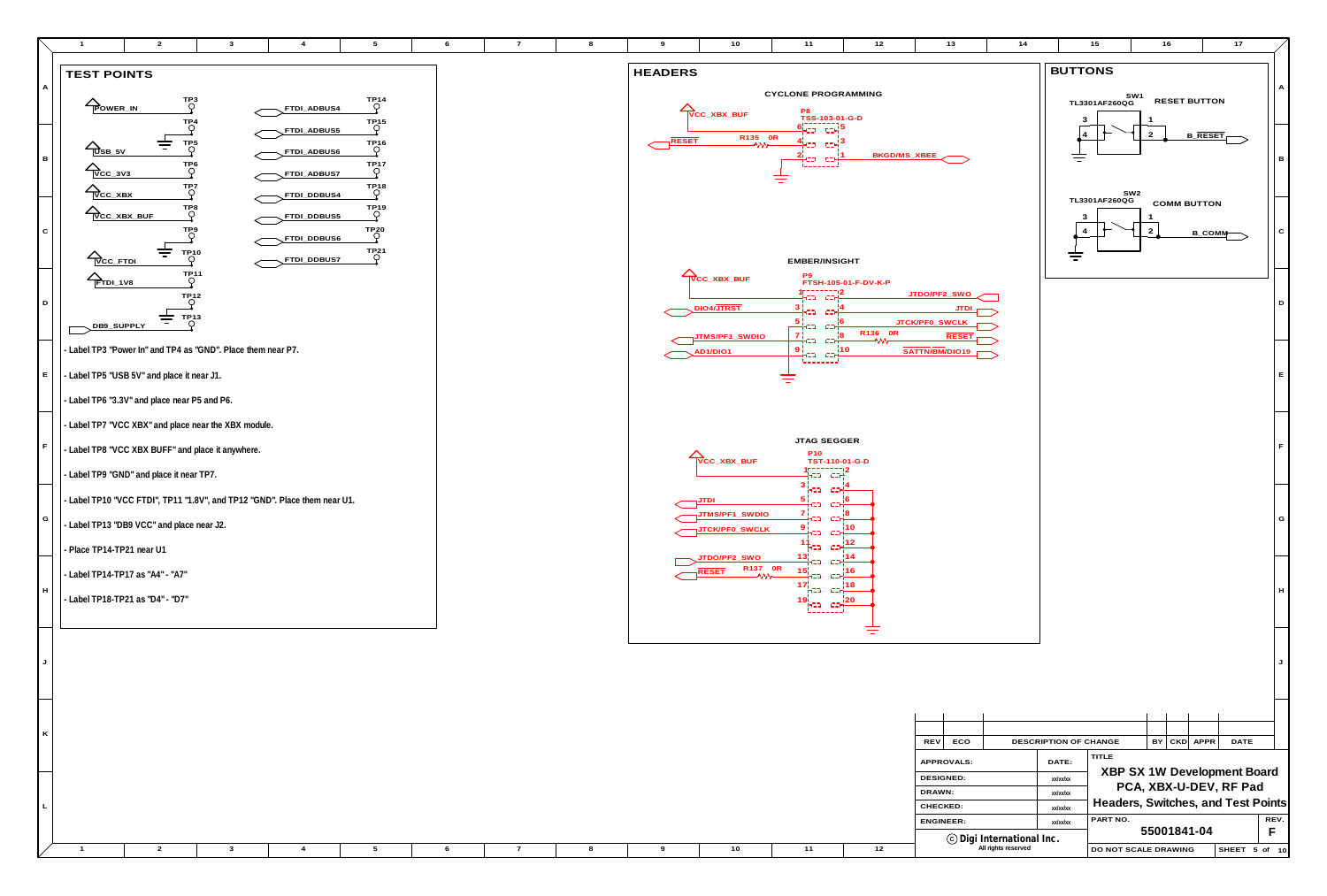## TEST POINTS

| Test Point | Net |
|---|---|
| TP3 | POWER_IN |
| TP4 | GND |
| TP5 | GND |
| TP6 | USB_5V |
| TP7 | VCC_3V3 |
| TP8 | VCC_XBX |
| TP9 | VCC_XBX_BUF |
| TP10 | GND |
| TP11 | VCC_FTDI |
| TP12 | FTDI_1V8 |
| TP13 | GND |
| TP13 | DB9_SUPPLY |
| TP14 | FTDI_ADBUS4 |
| TP15 | FTDI_ADBUS5 |
| TP16 | FTDI_ADBUS6 |
| TP17 | FTDI_ADBUS7 |
| TP18 | FTDI_DDBUS4 |
| TP19 | FTDI_DDBUS5 |
| TP20 | FTDI_DDBUS6 |
| TP21 | FTDI_DDBUS7 |

- Label TP3 "Power In" and TP4 as "GND". Place them near P7.
- Label TP5 "USB 5V" and place it near J1.
- Label TP6 "3.3V" and place near P5 and P6.
- Label TP7 "VCC XBX" and place near the XBX module.
- Label TP8 "VCC XBX BUFF" and place it anywhere.
- Label TP9 "GND" and place it near TP7.
- Label TP10 "VCC FTDI", TP11 "1.8V", and TP12 "GND". Place them near U1.
- Label TP13 "DB9 VCC" and place near J2.
- Place TP14-TP21 near U1
- Label TP14-TP17 as "A4" - "A7"
- Label TP18-TP21 as "D4" - "D7"

## HEADERS

### CYCLONE PROGRAMMING

P8 TSS-103-01-G-D

- VCC_XBX_BUF – pin 6
- RESET – R135 0R – pin 4
- pin 2 – GND
- pin 5, pin 3
- pin 1 – BKGD/MS_XBEE

### EMBER/INSIGHT

P9 FTSH-105-01-F-DV-K-P

| Left signal | Pin | Pin | Right signal |
|---|---|---|---|
| VCC_XBX_BUF | 1 | 2 | JTDO/PF2_SWO |
| DIO4/JTRST | 3 | 4 | JTDI |
| | 5 | 6 | JTCK/PF0_SWCLK |
| JTMS/PF1_SWDIO | 7 | 8 | R136 0R – RESET |
| AD1/DIO1 | 9 | 10 | SATTN/BM/DIO19 |

### JTAG SEGGER

P10 TST-110-01-G-D

| Left signal | Pin | Pin | Right signal |
|---|---|---|---|
| VCC_XBX_BUF | 1 | 2 | |
| | 3 | 4 | GND |
| JTDI | 5 | 6 | GND |
| JTMS/PF1_SWDIO | 7 | 8 | GND |
| JTCK/PF0_SWCLK | 9 | 10 | GND |
| | 11 | 12 | GND |
| JTDO/PF2_SWO | 13 | 14 | GND |
| RESET (R137 0R) | 15 | 16 | GND |
| | 17 | 18 | GND |
| | 19 | 20 | GND |

## BUTTONS

- SW1 TL3301AF260QG – RESET BUTTON – B_RESET
- SW2 TL3301AF260QG – COMM BUTTON – B_COMM

| REV | ECO | DESCRIPTION OF CHANGE | BY | CKD | APPR | DATE |
|---|---|---|---|---|---|---|
| | | | | | | |

| APPROVALS: | DATE: |
|---|---|
| DESIGNED: | xx/xx/xx |
| DRAWN: | xx/xx/xx |
| CHECKED: | xx/xx/xx |
| ENGINEER: | xx/xx/xx |

TITLE: XBP SX 1W Development Board PCA, XBX-U-DEV, RF Pad Headers, Switches, and Test Points

PART NO. 55001841-04 — REV. F

© Digi International Inc. All rights reserved

DO NOT SCALE DRAWING — SHEET 5 of 10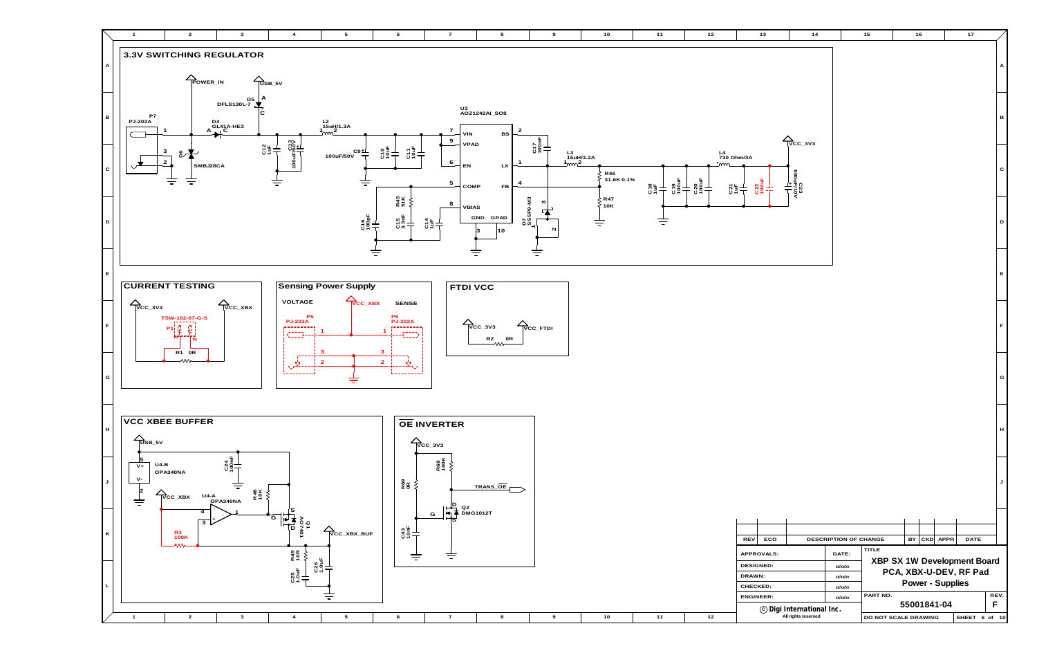## 3.3V SWITCHING REGULATOR

POWER_IN
USB_5V
D5 DFLS130L-7
P7 PJ-202A
D4 GL41A-HE3
D6 SMBJ28CA
C12 1uF
C13 100uF/50V
L2 15uH/1.3A
C9 100uF/50V
C10 10uF
C11 10uF
U3 AOZ1242AI_SO8
VIN, VPAD, EN, COMP, VBIAS, GND, GPAD, BS, LX, FB
C16 100pF
C15 3.3nF
R45 51K
C14 1uF
C17 100nF
L3 15uH/3.2A
D7 SS5P9-M3
R46 31.6K 0.1%
R47 10K
C18 1uF
C19 100uF
C20 100uF
L4 730 Ohm/3A
C21 1uF
C22 100uF
C23 680uF/10V
VCC_3V3

## CURRENT TESTING

VCC_3V3
VCC_XBX
P1 TSW-102-07-G-S
R1 0R

## Sensing Power Supply

VOLTAGE
VCC_XBX
SENSE
P5 PJ-202A
P6 PJ-202A

## FTDI VCC

VCC_3V3
VCC_FTDI
R2 0R

## VCC XBEE BUFFER

USB_5V
U4-B OPA340NA
C24 100nF
VCC_XBX
U4-A OPA340NA
R48 10K
Q1 FDV302P
R3 100K
VCC_XBX_BUF
R49 10R
C25 1.0uF
C26 1.0uF

## OE INVERTER

VCC_3V3
R68 100K
R69 0R
TRANS_OE
Q2 DMG1012T
C43 10nF

| REV | ECO | DESCRIPTION OF CHANGE | BY | CKD | APPR | DATE |
|---|---|---|---|---|---|---|

| APPROVALS: | DATE: |
|---|---|
| DESIGNED: | xx/xx/xx |
| DRAWN: | xx/xx/xx |
| CHECKED: | xx/xx/xx |
| ENGINEER: | xx/xx/xx |

© Digi International Inc. All rights reserved

TITLE: XBP SX 1W Development Board PCA, XBX-U-DEV, RF Pad Power - Supplies

PART NO. 55001841-04 REV. F

DO NOT SCALE DRAWING SHEET 6 of 10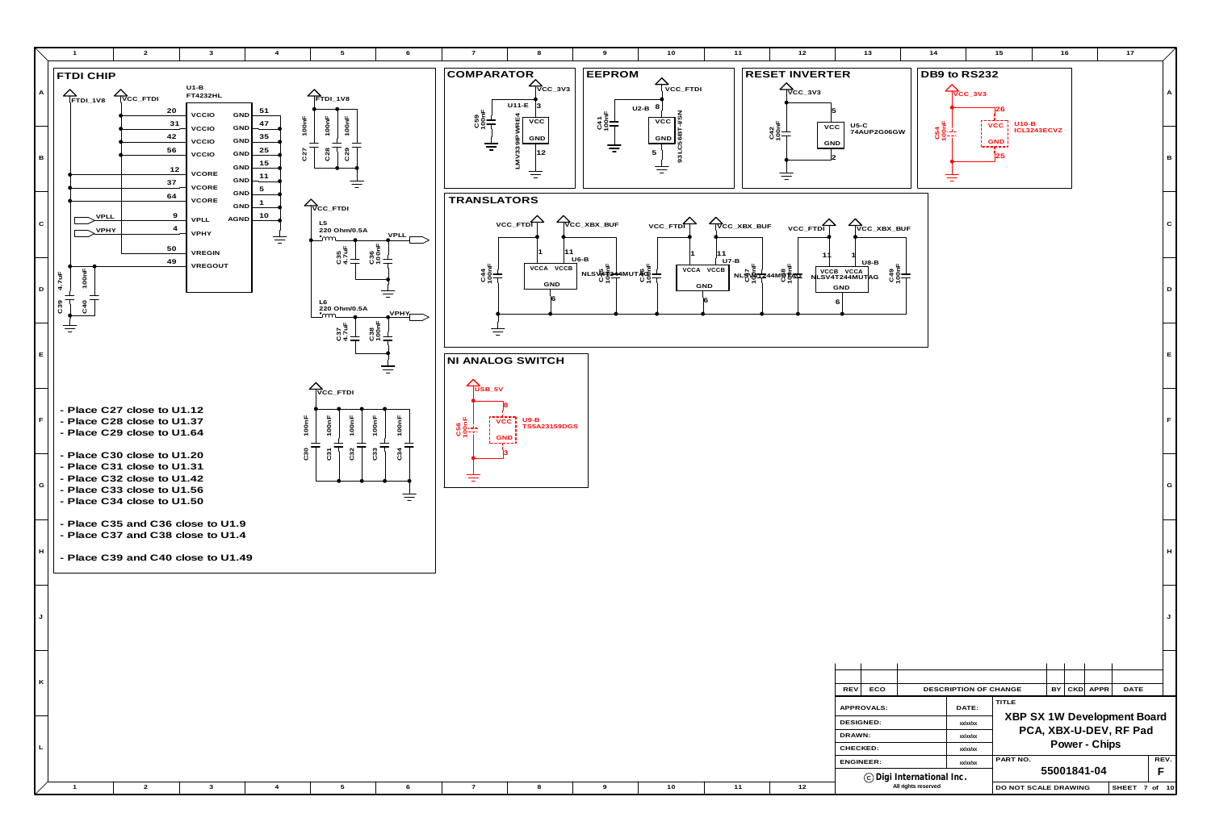## FTDI CHIP

U1-B
FT4232HL

FTDI_1V8, VCC_FTDI

| Pin | Name | Pin | Name |
|---|---|---|---|
| 20 | VCCIO | 51 | GND |
| 31 | VCCIO | 47 | GND |
| 42 | VCCIO | 35 | GND |
| 56 | VCCIO | 25 | GND |
| 12 | VCORE | 15 | GND |
| 37 | VCORE | 11 | GND |
| 64 | VCORE | 5 | GND |
| 9 | VPLL | 1 | GND |
| 4 | VPHY | 10 | AGND |
| 50 | VREGIN | | |
| 49 | VREGOUT | | |

VPLL, VPHY

C39 4.7uF, C40 100nF

FTDI_1V8: C27 100nF, C28 100nF, C29 100nF

VCC_FTDI: L5 220 Ohm/0.5A → VPLL; C35 4.7uF, C36 100nF

L6 220 Ohm/0.5A → VPHY; C37 4.7uF, C38 100nF

VCC_FTDI: C30 100nF, C31 100nF, C32 100nF, C33 100nF, C34 100nF

- Place C27 close to U1.12
- Place C28 close to U1.37
- Place C29 close to U1.64

- Place C30 close to U1.20
- Place C31 close to U1.31
- Place C32 close to U1.42
- Place C33 close to U1.56
- Place C34 close to U1.50

- Place C35 and C36 close to U1.9
- Place C37 and C38 close to U1.4

- Place C39 and C40 close to U1.49

## COMPARATOR

VCC_3V3; U11-E LMV339IPWRE4; VCC pin 3, GND pin 12; C59 100nF

## EEPROM

VCC_FTDI; U2-B 93LC66BT-I/SN; VCC pin 8, GND pin 5; C41 100nF

## RESET INVERTER

VCC_3V3; U5-C 74AUP2G06GW; VCC pin 5, GND pin 2; C42 100nF

## DB9 to RS232

VCC_3V3; U10-B ICL3243ECVZ; VCC pin 26, GND pin 25; C54 100nF

## TRANSLATORS

VCC_FTDI, VCC_XBX_BUF; U6-B NLSV4T244MUTAG; VCCA pin 1, VCCB pin 11, GND pin 6; C44 100nF, C45 100nF

VCC_FTDI, VCC_XBX_BUF; U7-B NLSV4T244MUTAG; VCCA pin 1, VCCB pin 11, GND pin 6; C46 100nF, C47 100nF

VCC_FTDI, VCC_XBX_BUF; U8-B NLSV4T244MUTAG; VCCB pin 11, VCCA pin 1, GND pin 6; C48 100nF, C49 100nF

## NI ANALOG SWITCH

USB_5V; U9-B TS5A23159DGS; VCC pin 8, GND pin 3; C56 100nF

| REV | ECO | DESCRIPTION OF CHANGE | BY | CKD | APPR | DATE |
|---|---|---|---|---|---|---|

| APPROVALS: | DATE: |
|---|---|
| DESIGNED: | xx/xx/xx |
| DRAWN: | xx/xx/xx |
| CHECKED: | xx/xx/xx |
| ENGINEER: | xx/xx/xx |

TITLE: XBP SX 1W Development Board PCA, XBX-U-DEV, RF Pad Power - Chips

PART NO. 55001841-04 REV. F

© Digi International Inc. All rights reserved

DO NOT SCALE DRAWING

SHEET 7 of 10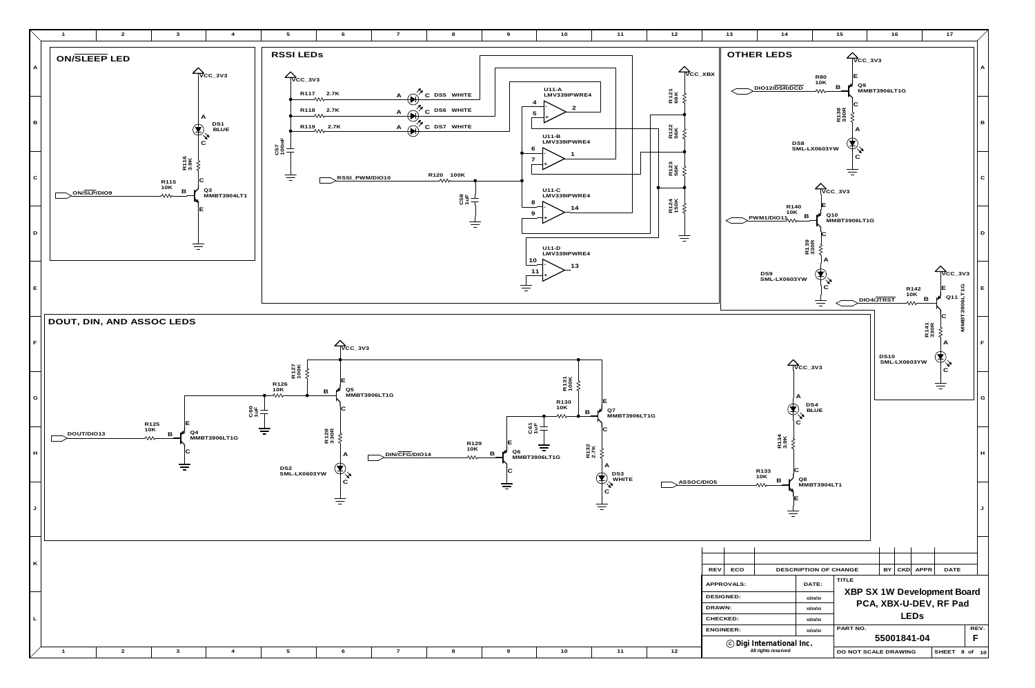## ON/SLEEP LED

VCC_3V3

DS1 BLUE (A, C)

R116 3.9K

ON/SLP/DIO9 — R115 10K — B — Q3 MMBT3904LT1 (C, E)

## RSSI LEDs

VCC_3V3

R117 2.7K — A — DS5 WHITE — C

R118 2.7K — A — DS6 WHITE — C

R119 2.7K — A — DS7 WHITE — C

C57 100nF

RSSI_PWM/DIO10 — R120 100K

C58 1uF

U11-A LMV339IPWRE4 (4, 5, 2)

U11-B LMV339IPWRE4 (6, 7, 1)

U11-C LMV339IPWRE4 (8, 9, 14)

U11-D LMV339IPWRE4 (10, 11, 13)

VCC_XBX

R121 68K

R122 56K

R123 56K

R124 150K

## OTHER LEDS

VCC_3V3

DIO12/DSR/DCD — R80 10K — B — Q9 MMBT3906LT1G (E, C)

R138 330R

DS8 SML-LX0603YW (A, C)

VCC_3V3

PWM1/DIO11 — R140 10K — B — Q10 MMBT3906LT1G (E, C)

R139 330R

DS9 SML-LX0603YW (A, C)

VCC_3V3

DIO4/JTRST — R142 10K — B — Q11 MMBT3906LT1G (E, C)

R141 330R

DS10 SML-LX0603YW (A, C)

## DOUT, DIN, AND ASSOC LEDS

VCC_3V3

DOUT/DIO13 — R125 10K — B — Q4 MMBT3906LT1G (E, C)

R126 10K

R127 100K

C60 1uF

Q5 MMBT3906LT1G (B, E, C)

R128 330R

DS2 SML-LX0603YW (A, C)

DIN/CFG/DIO14 — R129 10K — B — Q6 MMBT3906LT1G (E, C)

R130 10K

R131 100K

C61 1uF

Q7 MMBT3906LT1G (B, E, C)

R132 2.7K

DS3 WHITE (A, C)

VCC_3V3

DS4 BLUE (A, C)

R134 3.9K

ASSOC/DIO5 — R133 10K — B — Q8 MMBT3904LT1 (C, E)

| REV | ECO | DESCRIPTION OF CHANGE | BY | CKD | APPR | DATE |
|---|---|---|---|---|---|---|

| APPROVALS: | DATE: |
|---|---|
| DESIGNED: | xx/xx/xx |
| DRAWN: | xx/xx/xx |
| CHECKED: | xx/xx/xx |
| ENGINEER: | xx/xx/xx |

TITLE: XBP SX 1W Development Board PCA, XBX-U-DEV, RF Pad LEDs

PART NO. 55001841-04 REV. F

© Digi International Inc. All rights reserved

DO NOT SCALE DRAWING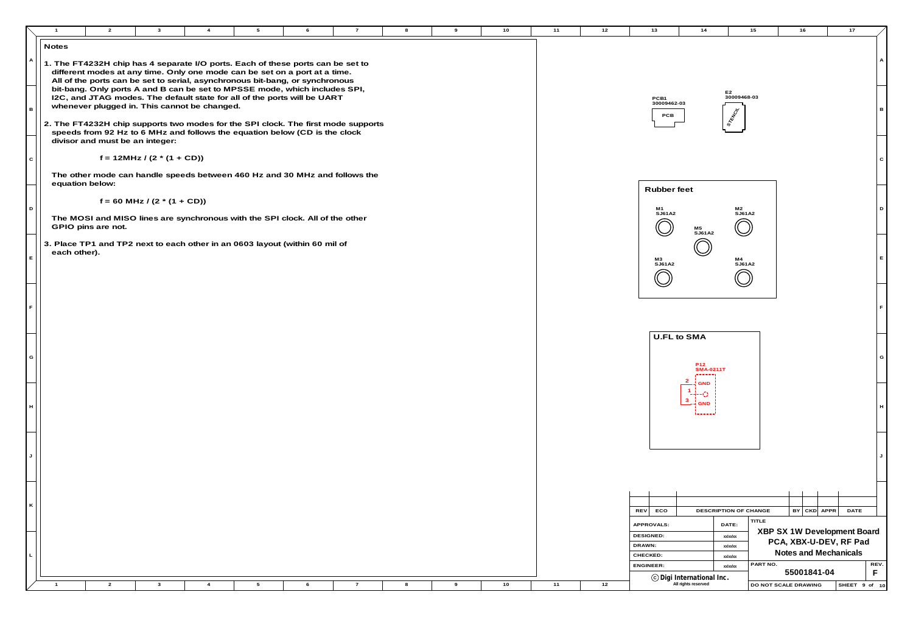## Notes

1. The FT4232H chip has 4 separate I/O ports. Each of these ports can be set to different modes at any time. Only one mode can be set on a port at a time. All of the ports can be set to serial, asynchronous bit-bang, or synchronous bit-bang. Only ports A and B can be set to MPSSE mode, which includes SPI, I2C, and JTAG modes. The default state for all of the ports will be UART whenever plugged in. This cannot be changed.

2. The FT4232H chip supports two modes for the SPI clock. The first mode supports speeds from 92 Hz to 6 MHz and follows the equation below (CD is the clock divisor and must be an integer:

   $$f = 12\text{MHz} / (2 * (1 + CD))$$

   The other mode can handle speeds between 460 Hz and 30 MHz and follows the equation below:

   $$f = 60\text{ MHz} / (2 * (1 + CD))$$

   The MOSI and MISO lines are synchronous with the SPI clock. All of the other GPIO pins are not.

3. Place TP1 and TP2 next to each other in an 0603 layout (within 60 mil of each other).

PCB1
30009462-03
PCB

E2
30009468-03
STENCIL

**Rubber feet**

M1 SJ61A2
M2 SJ61A2
M5 SJ61A2
M3 SJ61A2
M4 SJ61A2

**U.FL to SMA**

P12
SMA-0211T
2 GND
1
3 GND

| REV | ECO | DESCRIPTION OF CHANGE | BY | CKD | APPR | DATE |
|---|---|---|---|---|---|---|

| APPROVALS: | DATE: |
|---|---|
| DESIGNED: | xx/xx/xx |
| DRAWN: | xx/xx/xx |
| CHECKED: | xx/xx/xx |
| ENGINEER: | xx/xx/xx |

© Digi International Inc.
All rights reserved

TITLE
**XBP SX 1W Development Board**
**PCA, XBX-U-DEV, RF Pad**
**Notes and Mechanicals**

PART NO. 55001841-04
REV. F

DO NOT SCALE DRAWING
SHEET 9 of 10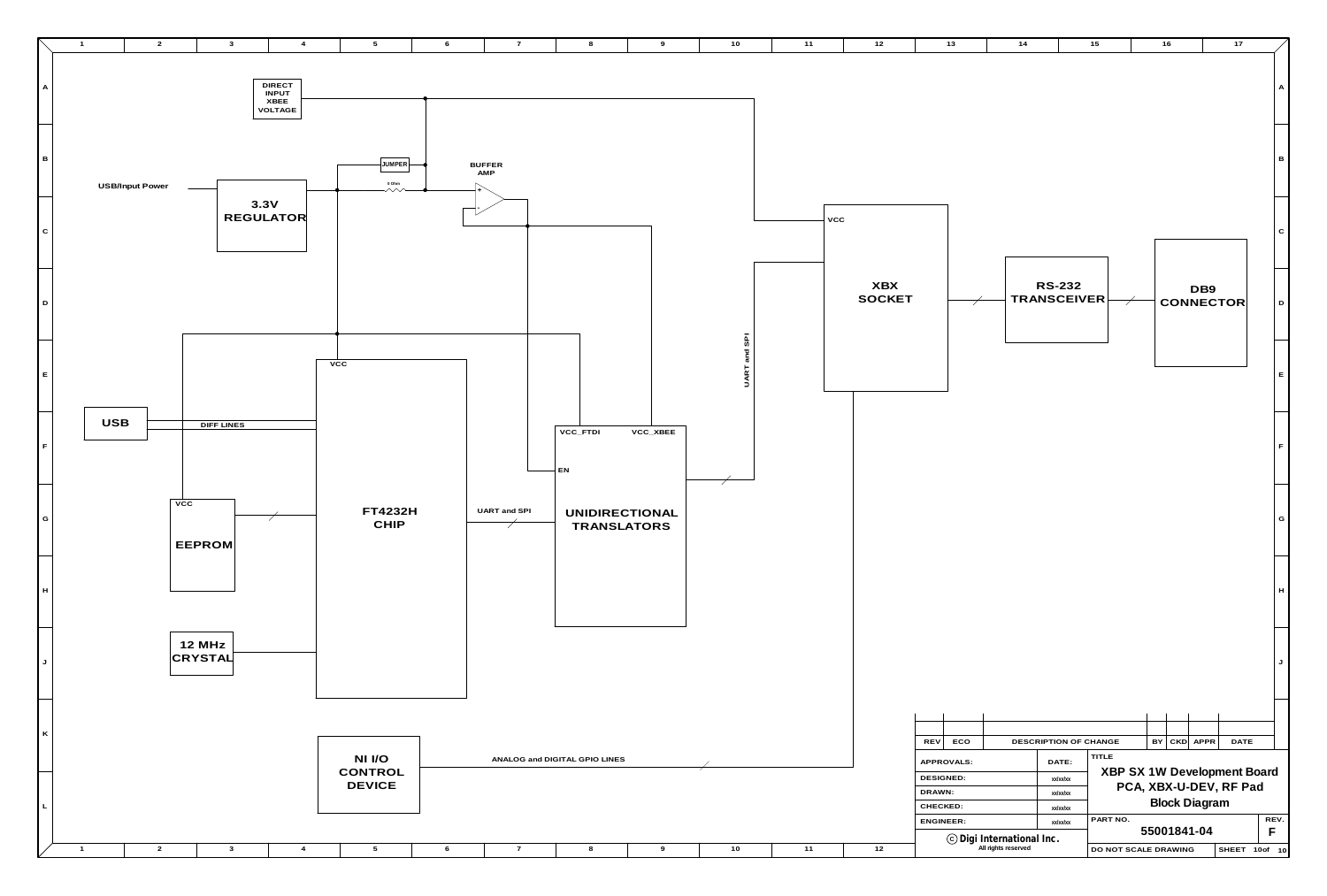DIRECT INPUT XBEE VOLTAGE

USB/Input Power

3.3V REGULATOR

JUMPER

0 Ohm

BUFFER AMP

VCC

XBX SOCKET

RS-232 TRANSCEIVER

DB9 CONNECTOR

UART and SPI

VCC

USB

DIFF LINES

VCC_FTDI

VCC_XBEE

EN

VCC

EEPROM

FT4232H CHIP

UART and SPI

UNIDIRECTIONAL TRANSLATORS

12 MHz CRYSTAL

NI I/O CONTROL DEVICE

ANALOG and DIGITAL GPIO LINES

| REV | ECO | DESCRIPTION OF CHANGE | BY | CKD | APPR | DATE |
|---|---|---|---|---|---|---|
| | | | | | | |

| APPROVALS: | DATE: |
|---|---|
| DESIGNED: | xx/xx/xx |
| DRAWN: | xx/xx/xx |
| CHECKED: | xx/xx/xx |
| ENGINEER: | xx/xx/xx |

TITLE

**XBP SX 1W Development Board PCA, XBX-U-DEV, RF Pad Block Diagram**

PART NO. 55001841-04

REV. F

© Digi International Inc. All rights reserved

DO NOT SCALE DRAWING

SHEET 10 of 10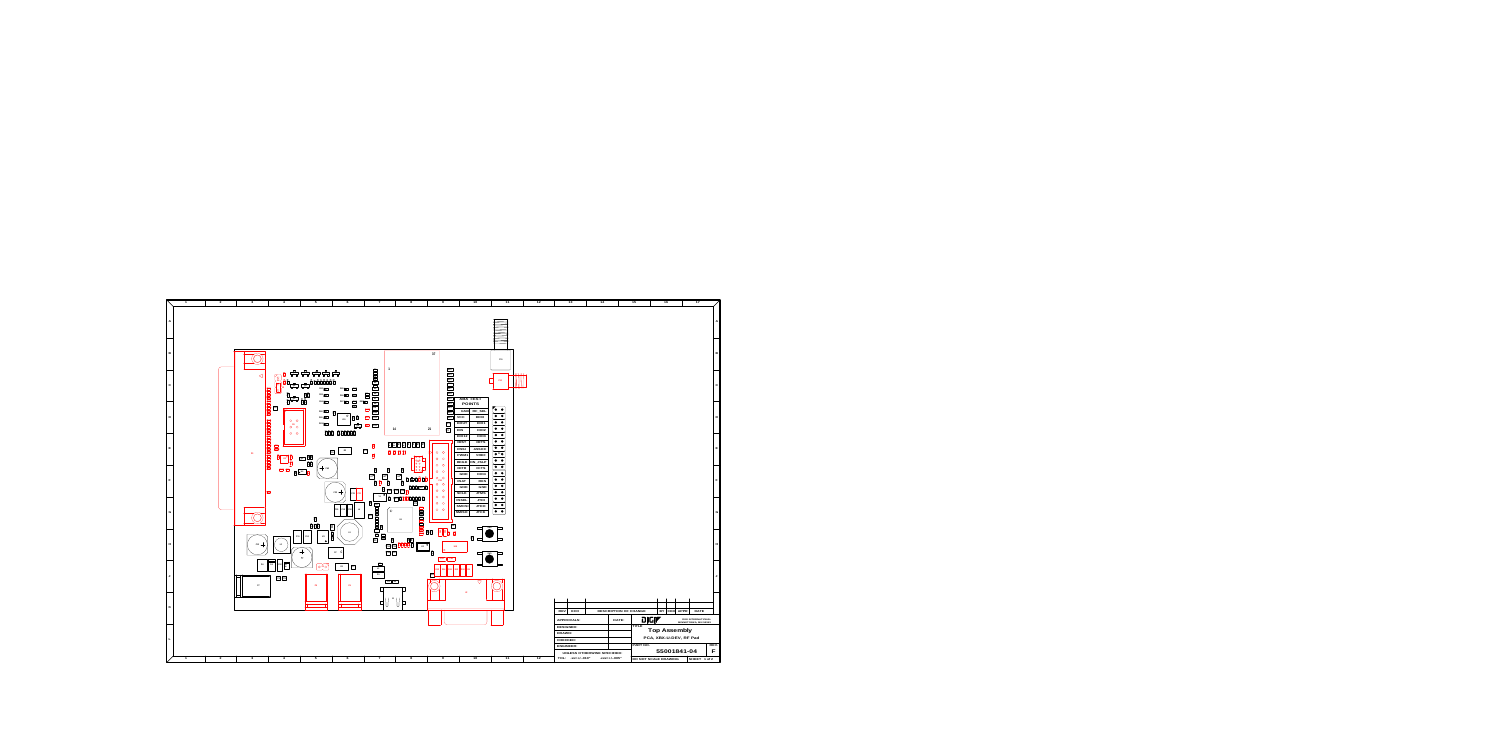| REV | ECO | DESCRIPTION OF CHANGE | BY | CHK | APPR | DATE |
|---|---|---|---|---|---|---|

| APPROVALS: | DATE: |
|---|---|
| DESIGNER | |
| DRAWN | |
| CHECKED | |
| ENGINEER | |

DIGI INTERNATIONAL

**Top Assembly**

PCA, XBIB-U-DEV, RF Pad

50001841-04 F

DO NOT SCALE DRAWING SHEET 1 of 2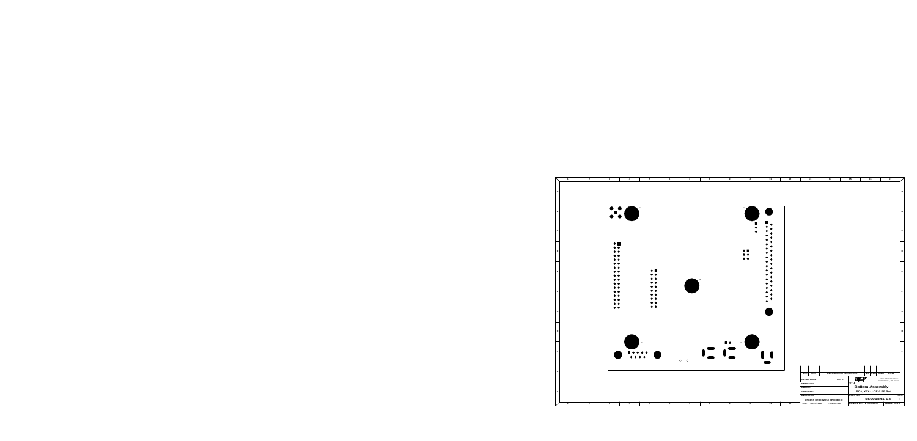| REV | ECO | DESCRIPTION OF CHANGE | BY | CHK | APPD | DATE |
|---|---|---|---|---|---|---|
| | | | | | | |

| | | |
|---|---|---|
| APPROVALS | DATE | DIGI |
| DESIGNED | | TITLE: |
| DRAWN | | **Bottom Assembly** |
| CHECKED | | PCA, XBX-U-DEV, RF Pad |
| ENGINEER | | PART NO. |
| UNLESS OTHERWISE SPECIFIED: | | **55001841-04** |
| | | REV F |
| | | DO NOT SCALE DRAWING |